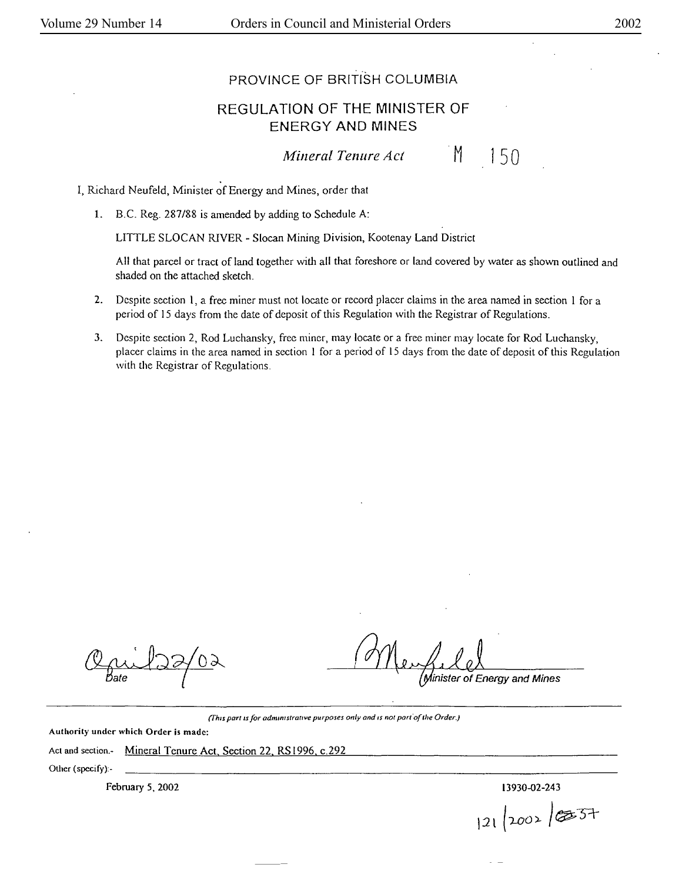# PROVINCE OF BRITISH COLUMBIA

## REGULATION OF THE MINISTER OF ENERGY AND MINES

*Mineral Tenure Act* M 150

I, Richard Neufeld, Minister of Energy and Mines, order that

1. B.C. Reg. 287/88 is amended by adding to Schedule A:

   LITTLE SLOCAN RIVER - Slocan Mining Division, Kootenay Land District

   All that parcel or tract of land together with all that foreshore or land covered by water as shown outlined and shaded on the attached sketch.

2. Despite section 1, a free miner must not locate or record placer claims in the area named in section 1 for a period of 15 days from the date of deposit of this Regulation with the Registrar of Regulations.

3. Despite section 2, Rod Luchansky, free miner, may locate or a free miner may locate for Rod Luchansky, placer claims in the area named in section 1 for a period of 15 days from the date of deposit of this Regulation with the Registrar of Regulations.

April 22/02
Date

Neufeld
Minister of Energy and Mines

*(This part is for administrative purposes only and is not part of the Order.)*

**Authority under which Order is made:**

Act and section.- Mineral Tenure Act, Section 22, RS1996, c.292

Other (specify):-

February 5, 2002

13930-02-243

121/2002/57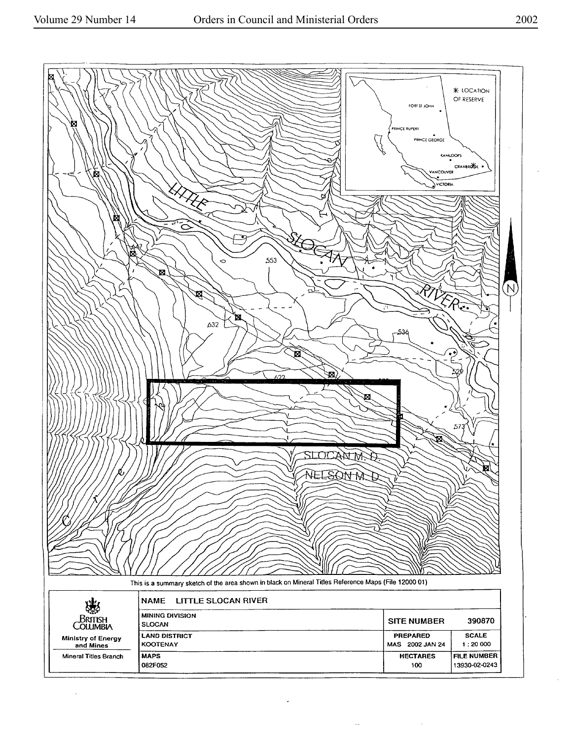LITTLE SLOCAN RIVER

553

647

632

536

529

573

622

SLOCAN M. D.

NELSON M. D.

LOCATION OF RESERVE

FORT ST JOHN

PRINCE RUPERT

PRINCE GEORGE

KAMLOOPS

CRANBROOK

VANCOUVER

VICTORIA

N

This is a summary sketch of the area shown in black on Mineral Titles Reference Maps (File 12000 01)

| | | | |
|---|---|---|---|
| British Columbia | NAME LITTLE SLOCAN RIVER | | |
| Ministry of Energy and Mines | MINING DIVISION SLOCAN | SITE NUMBER | 390870 |
| | LAND DISTRICT KOOTENAY | PREPARED MAS 2002 JAN 24 | SCALE 1 : 20 000 |
| Mineral Titles Branch | MAPS 082F052 | HECTARES 100 | FILE NUMBER 13930-02-0243 |